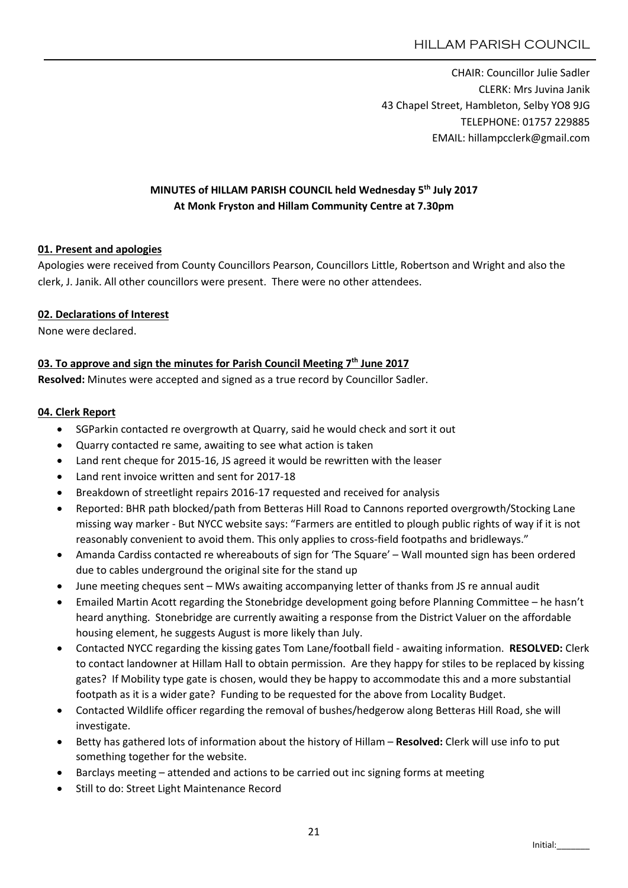CHAIR: Councillor Julie Sadler
CLERK: Mrs Juvina Janik
43 Chapel Street, Hambleton, Selby YO8 9JG
TELEPHONE: 01757 229885
EMAIL: hillampcclerk@gmail.com

# MINUTES of HILLAM PARISH COUNCIL held Wednesday 5th July 2017
## At Monk Fryston and Hillam Community Centre at 7.30pm

### 01. Present and apologies

Apologies were received from County Councillors Pearson, Councillors Little, Robertson and Wright and also the clerk, J. Janik. All other councillors were present. There were no other attendees.

### 02. Declarations of Interest

None were declared.

### 03. To approve and sign the minutes for Parish Council Meeting 7th June 2017

**Resolved:** Minutes were accepted and signed as a true record by Councillor Sadler.

### 04. Clerk Report

- SGParkin contacted re overgrowth at Quarry, said he would check and sort it out
- Quarry contacted re same, awaiting to see what action is taken
- Land rent cheque for 2015-16, JS agreed it would be rewritten with the leaser
- Land rent invoice written and sent for 2017-18
- Breakdown of streetlight repairs 2016-17 requested and received for analysis
- Reported: BHR path blocked/path from Betteras Hill Road to Cannons reported overgrowth/Stocking Lane missing way marker - But NYCC website says: "Farmers are entitled to plough public rights of way if it is not reasonably convenient to avoid them. This only applies to cross-field footpaths and bridleways."
- Amanda Cardiss contacted re whereabouts of sign for 'The Square' – Wall mounted sign has been ordered due to cables underground the original site for the stand up
- June meeting cheques sent – MWs awaiting accompanying letter of thanks from JS re annual audit
- Emailed Martin Acott regarding the Stonebridge development going before Planning Committee – he hasn't heard anything. Stonebridge are currently awaiting a response from the District Valuer on the affordable housing element, he suggests August is more likely than July.
- Contacted NYCC regarding the kissing gates Tom Lane/football field - awaiting information. **RESOLVED:** Clerk to contact landowner at Hillam Hall to obtain permission. Are they happy for stiles to be replaced by kissing gates? If Mobility type gate is chosen, would they be happy to accommodate this and a more substantial footpath as it is a wider gate? Funding to be requested for the above from Locality Budget.
- Contacted Wildlife officer regarding the removal of bushes/hedgerow along Betteras Hill Road, she will investigate.
- Betty has gathered lots of information about the history of Hillam – **Resolved:** Clerk will use info to put something together for the website.
- Barclays meeting – attended and actions to be carried out inc signing forms at meeting
- Still to do: Street Light Maintenance Record

Initial:_______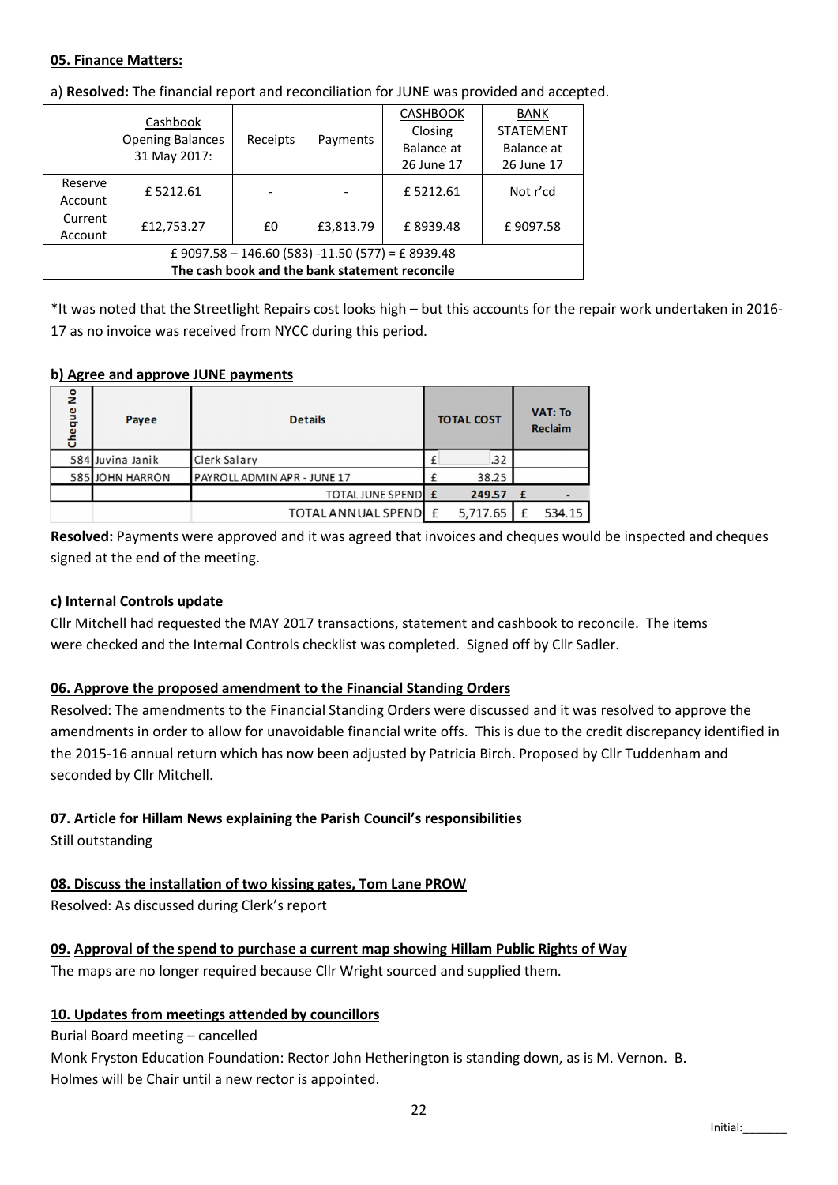**05. Finance Matters:**

a) **Resolved:** The financial report and reconciliation for JUNE was provided and accepted.

| | Cashbook Opening Balances 31 May 2017: | Receipts | Payments | CASHBOOK Closing Balance at 26 June 17 | BANK STATEMENT Balance at 26 June 17 |
|---|---|---|---|---|---|
| Reserve Account | £ 5212.61 | - | - | £ 5212.61 | Not r'cd |
| Current Account | £12,753.27 | £0 | £3,813.79 | £ 8939.48 | £ 9097.58 |
| £ 9097.58 – 146.60 (583) -11.50 (577) = £ 8939.48 | | | | | |
| **The cash book and the bank statement reconcile** | | | | | |

*It was noted that the Streetlight Repairs cost looks high – but this accounts for the repair work undertaken in 2016-17 as no invoice was received from NYCC during this period.

**b) Agree and approve JUNE payments**

| Cheque No | Payee | Details | TOTAL COST | VAT: To Reclaim |
|---|---|---|---|---|
| 584 | Juvina Janik | Clerk Salary | £ .32 | |
| 585 | JOHN HARRON | PAYROLL ADMIN APR - JUNE 17 | £ 38.25 | |
| | | TOTAL JUNE SPEND | £ 249.57 | £ - |
| | | TOTAL ANNUAL SPEND | £ 5,717.65 | £ 534.15 |

**Resolved:** Payments were approved and it was agreed that invoices and cheques would be inspected and cheques signed at the end of the meeting.

**c) Internal Controls update**

Cllr Mitchell had requested the MAY 2017 transactions, statement and cashbook to reconcile. The items were checked and the Internal Controls checklist was completed. Signed off by Cllr Sadler.

**06. Approve the proposed amendment to the Financial Standing Orders**

Resolved: The amendments to the Financial Standing Orders were discussed and it was resolved to approve the amendments in order to allow for unavoidable financial write offs. This is due to the credit discrepancy identified in the 2015-16 annual return which has now been adjusted by Patricia Birch. Proposed by Cllr Tuddenham and seconded by Cllr Mitchell.

**07. Article for Hillam News explaining the Parish Council's responsibilities**

Still outstanding

**08. Discuss the installation of two kissing gates, Tom Lane PROW**

Resolved: As discussed during Clerk's report

**09. Approval of the spend to purchase a current map showing Hillam Public Rights of Way**

The maps are no longer required because Cllr Wright sourced and supplied them.

**10. Updates from meetings attended by councillors**

Burial Board meeting – cancelled

Monk Fryston Education Foundation: Rector John Hetherington is standing down, as is M. Vernon. B. Holmes will be Chair until a new rector is appointed.

Initial:_______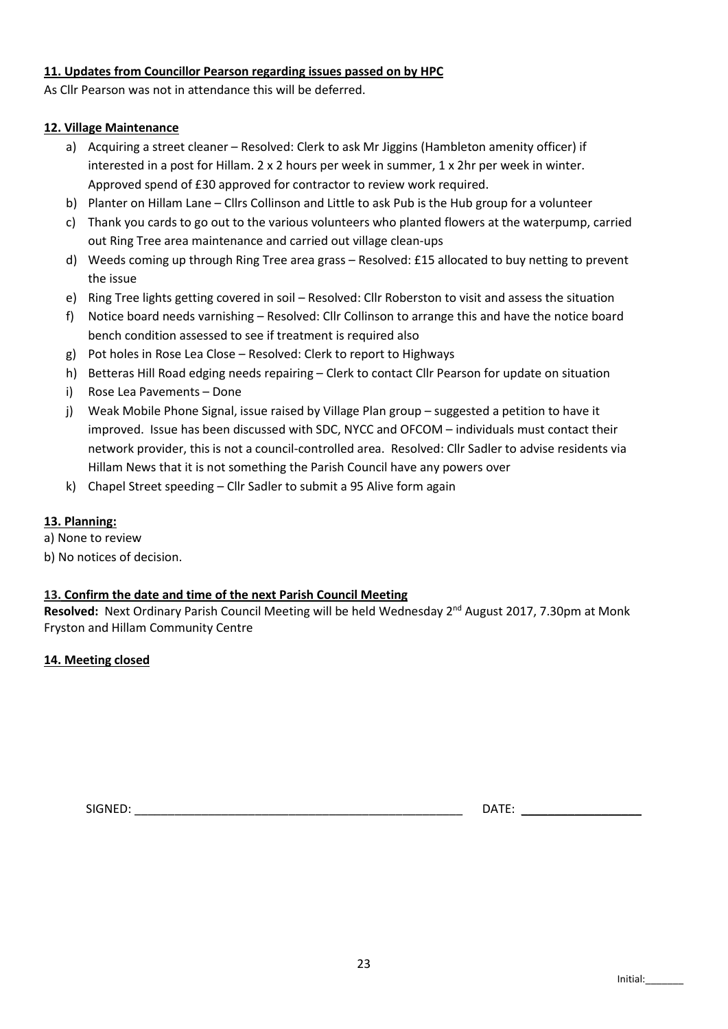**11. Updates from Councillor Pearson regarding issues passed on by HPC**

As Cllr Pearson was not in attendance this will be deferred.

**12. Village Maintenance**

a) Acquiring a street cleaner – Resolved: Clerk to ask Mr Jiggins (Hambleton amenity officer) if interested in a post for Hillam. 2 x 2 hours per week in summer, 1 x 2hr per week in winter. Approved spend of £30 approved for contractor to review work required.
b) Planter on Hillam Lane – Cllrs Collinson and Little to ask Pub is the Hub group for a volunteer
c) Thank you cards to go out to the various volunteers who planted flowers at the waterpump, carried out Ring Tree area maintenance and carried out village clean-ups
d) Weeds coming up through Ring Tree area grass – Resolved: £15 allocated to buy netting to prevent the issue
e) Ring Tree lights getting covered in soil – Resolved: Cllr Roberston to visit and assess the situation
f) Notice board needs varnishing – Resolved: Cllr Collinson to arrange this and have the notice board bench condition assessed to see if treatment is required also
g) Pot holes in Rose Lea Close – Resolved: Clerk to report to Highways
h) Betteras Hill Road edging needs repairing – Clerk to contact Cllr Pearson for update on situation
i) Rose Lea Pavements – Done
j) Weak Mobile Phone Signal, issue raised by Village Plan group – suggested a petition to have it improved. Issue has been discussed with SDC, NYCC and OFCOM – individuals must contact their network provider, this is not a council-controlled area. Resolved: Cllr Sadler to advise residents via Hillam News that it is not something the Parish Council have any powers over
k) Chapel Street speeding – Cllr Sadler to submit a 95 Alive form again

**13. Planning:**

a) None to review

b) No notices of decision.

**13. Confirm the date and time of the next Parish Council Meeting**

**Resolved:** Next Ordinary Parish Council Meeting will be held Wednesday 2nd August 2017, 7.30pm at Monk Fryston and Hillam Community Centre

**14. Meeting closed**

SIGNED: ______________________________ DATE: ______________

Initial:______